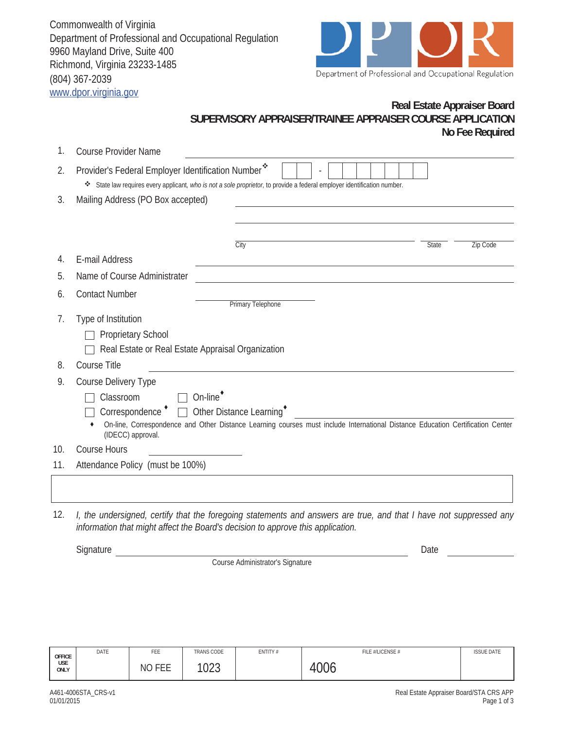Commonwealth of Virginia
Department of Professional and Occupational Regulation
9960 Mayland Drive, Suite 400
Richmond, Virginia 23233-1485
(804) 367-2039
www.dpor.virginia.gov

Department of Professional and Occupational Regulation

## Real Estate Appraiser Board
## SUPERVISORY APPRAISER/TRAINEE APPRAISER COURSE APPLICATION
**No Fee Required**

1. Course Provider Name ______________________________

2. Provider's Federal Employer Identification Number❖ ☐☐ - ☐☐☐☐☐☐☐

   ❖ State law requires every applicant, *who is not a sole proprietor*, to provide a federal employer identification number.

3. Mailing Address (PO Box accepted) ______________________________

   ______________________________

   ______________________________
   City State Zip Code

4. E-mail Address ______________________________

5. Name of Course Administrater ______________________________

6. Contact Number ______________________________
   Primary Telephone

7. Type of Institution
   - ☐ Proprietary School
   - ☐ Real Estate or Real Estate Appraisal Organization

8. Course Title ______________________________

9. Course Delivery Type
   - ☐ Classroom ☐ On-line♦
   - ☐ Correspondence♦ ☐ Other Distance Learning♦ ______________________________

   ♦ On-line, Correspondence and Other Distance Learning courses must include International Distance Education Certification Center (IDECC) approval.

10. Course Hours ______________________________

11. Attendance Policy (must be 100%)

    ______________________________

12. *I, the undersigned, certify that the foregoing statements and answers are true, and that I have not suppressed any information that might affect the Board's decision to approve this application.*

    Signature ______________________________ Date ______________
    Course Administrator's Signature

| OFFICE USE ONLY | DATE | FEE | TRANS CODE | ENTITY # | FILE #/LICENSE # | ISSUE DATE |
|---|---|---|---|---|---|---|
| | | NO FEE | 1023 | | 4006 | |

A461-4006STA_CRS-v1
01/01/2015

Real Estate Appraiser Board/STA CRS APP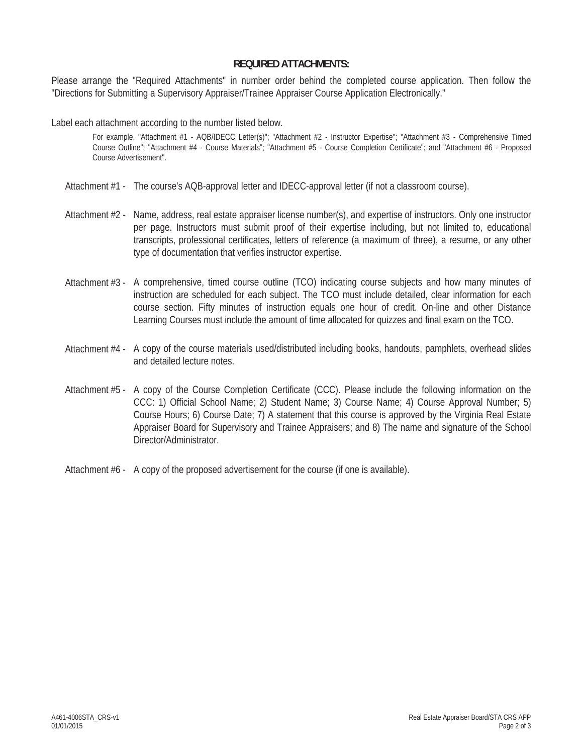## REQUIRED ATTACHMENTS:

Please arrange the "Required Attachments" in number order behind the completed course application. Then follow the "Directions for Submitting a Supervisory Appraiser/Trainee Appraiser Course Application Electronically."

Label each attachment according to the number listed below.

For example, "Attachment #1 - AQB/IDECC Letter(s)"; "Attachment #2 - Instructor Expertise"; "Attachment #3 - Comprehensive Timed Course Outline"; "Attachment #4 - Course Materials"; "Attachment #5 - Course Completion Certificate"; and "Attachment #6 - Proposed Course Advertisement".

Attachment #1 - The course's AQB-approval letter and IDECC-approval letter (if not a classroom course).

Attachment #2 - Name, address, real estate appraiser license number(s), and expertise of instructors. Only one instructor per page. Instructors must submit proof of their expertise including, but not limited to, educational transcripts, professional certificates, letters of reference (a maximum of three), a resume, or any other type of documentation that verifies instructor expertise.

Attachment #3 - A comprehensive, timed course outline (TCO) indicating course subjects and how many minutes of instruction are scheduled for each subject. The TCO must include detailed, clear information for each course section. Fifty minutes of instruction equals one hour of credit. On-line and other Distance Learning Courses must include the amount of time allocated for quizzes and final exam on the TCO.

Attachment #4 - A copy of the course materials used/distributed including books, handouts, pamphlets, overhead slides and detailed lecture notes.

Attachment #5 - A copy of the Course Completion Certificate (CCC). Please include the following information on the CCC: 1) Official School Name; 2) Student Name; 3) Course Name; 4) Course Approval Number; 5) Course Hours; 6) Course Date; 7) A statement that this course is approved by the Virginia Real Estate Appraiser Board for Supervisory and Trainee Appraisers; and 8) The name and signature of the School Director/Administrator.

Attachment #6 - A copy of the proposed advertisement for the course (if one is available).

A461-4006STA_CRS-v1
01/01/2015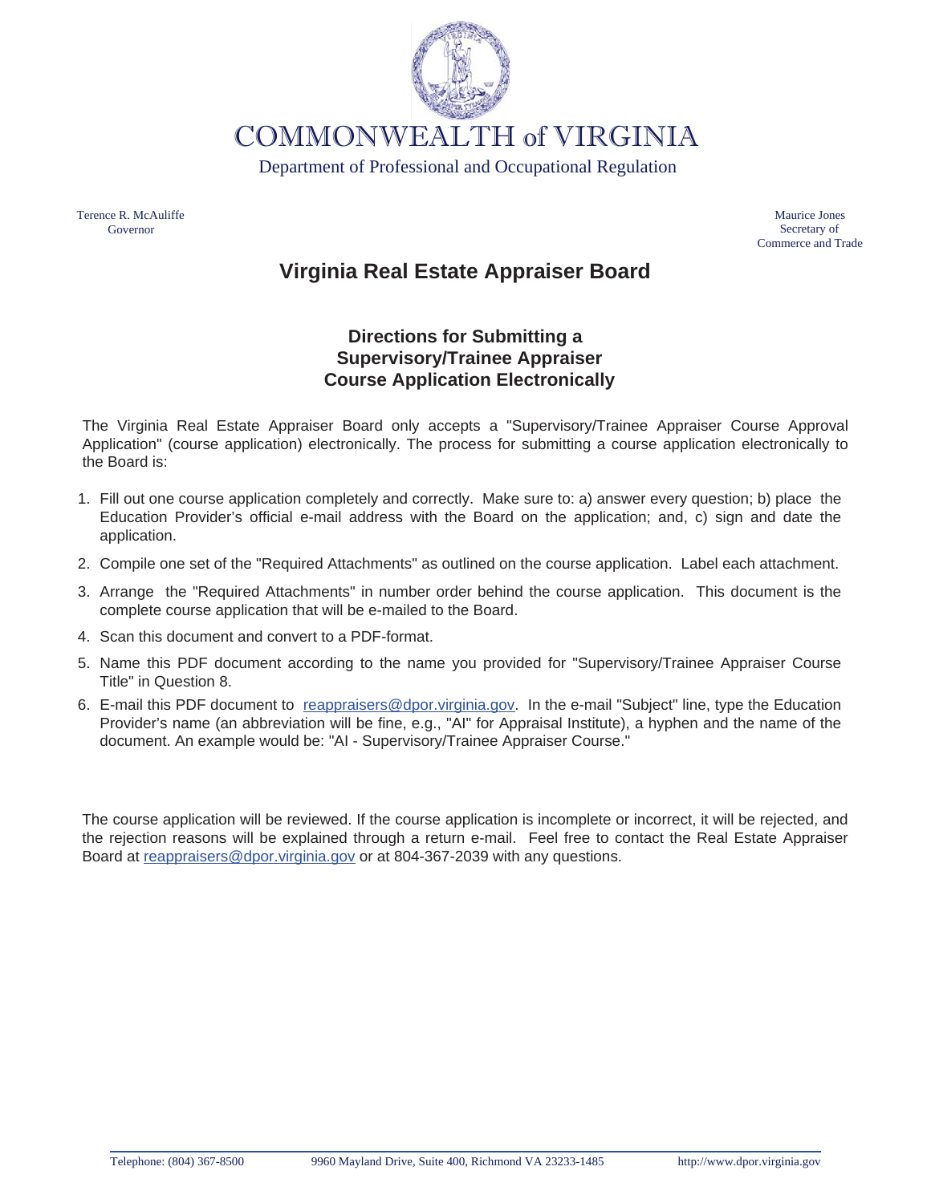# COMMONWEALTH of VIRGINIA

Department of Professional and Occupational Regulation

Terence R. McAuliffe
Governor

Maurice Jones
Secretary of
Commerce and Trade

## Virginia Real Estate Appraiser Board

### Directions for Submitting a Supervisory/Trainee Appraiser Course Application Electronically

The Virginia Real Estate Appraiser Board only accepts a "Supervisory/Trainee Appraiser Course Approval Application" (course application) electronically. The process for submitting a course application electronically to the Board is:

1. Fill out one course application completely and correctly. Make sure to: a) answer every question; b) place the Education Provider's official e-mail address with the Board on the application; and, c) sign and date the application.
2. Compile one set of the "Required Attachments" as outlined on the course application. Label each attachment.
3. Arrange the "Required Attachments" in number order behind the course application. This document is the complete course application that will be e-mailed to the Board.
4. Scan this document and convert to a PDF-format.
5. Name this PDF document according to the name you provided for "Supervisory/Trainee Appraiser Course Title" in Question 8.
6. E-mail this PDF document to reappraisers@dpor.virginia.gov. In the e-mail "Subject" line, type the Education Provider's name (an abbreviation will be fine, e.g., "AI" for Appraisal Institute), a hyphen and the name of the document. An example would be: "AI - Supervisory/Trainee Appraiser Course."

The course application will be reviewed. If the course application is incomplete or incorrect, it will be rejected, and the rejection reasons will be explained through a return e-mail. Feel free to contact the Real Estate Appraiser Board at reappraisers@dpor.virginia.gov or at 804-367-2039 with any questions.

Telephone: (804) 367-8500 9960 Mayland Drive, Suite 400, Richmond VA 23233-1485 http://www.dpor.virginia.gov